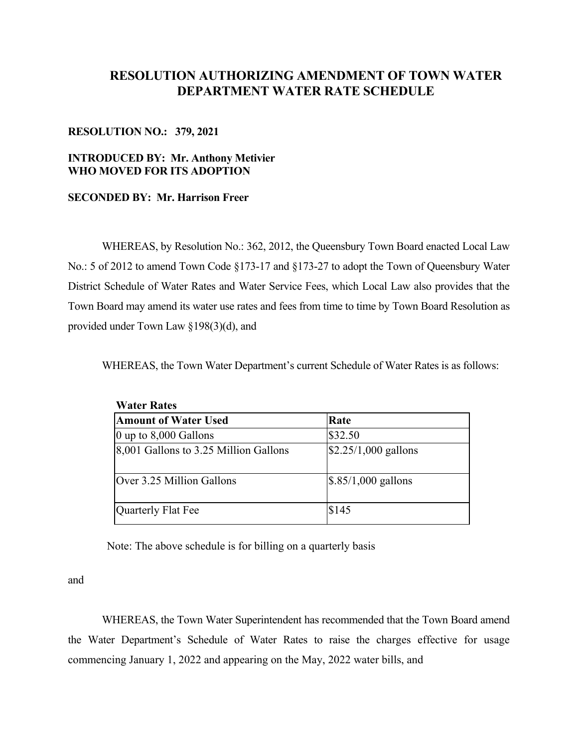# RESOLUTION AUTHORIZING AMENDMENT OF TOWN WATER DEPARTMENT WATER RATE SCHEDULE

**RESOLUTION NO.: 379, 2021**

**INTRODUCED BY: Mr. Anthony Metivier**
**WHO MOVED FOR ITS ADOPTION**

**SECONDED BY: Mr. Harrison Freer**

WHEREAS, by Resolution No.: 362, 2012, the Queensbury Town Board enacted Local Law No.: 5 of 2012 to amend Town Code §173-17 and §173-27 to adopt the Town of Queensbury Water District Schedule of Water Rates and Water Service Fees, which Local Law also provides that the Town Board may amend its water use rates and fees from time to time by Town Board Resolution as provided under Town Law §198(3)(d), and

WHEREAS, the Town Water Department's current Schedule of Water Rates is as follows:

**Water Rates**

| Amount of Water Used | Rate |
|---|---|
| 0 up to 8,000 Gallons | $32.50 |
| 8,001 Gallons to 3.25 Million Gallons | $2.25/1,000 gallons |
| Over 3.25 Million Gallons | $.85/1,000 gallons |
| Quarterly Flat Fee | $145 |

Note: The above schedule is for billing on a quarterly basis

and

WHEREAS, the Town Water Superintendent has recommended that the Town Board amend the Water Department's Schedule of Water Rates to raise the charges effective for usage commencing January 1, 2022 and appearing on the May, 2022 water bills, and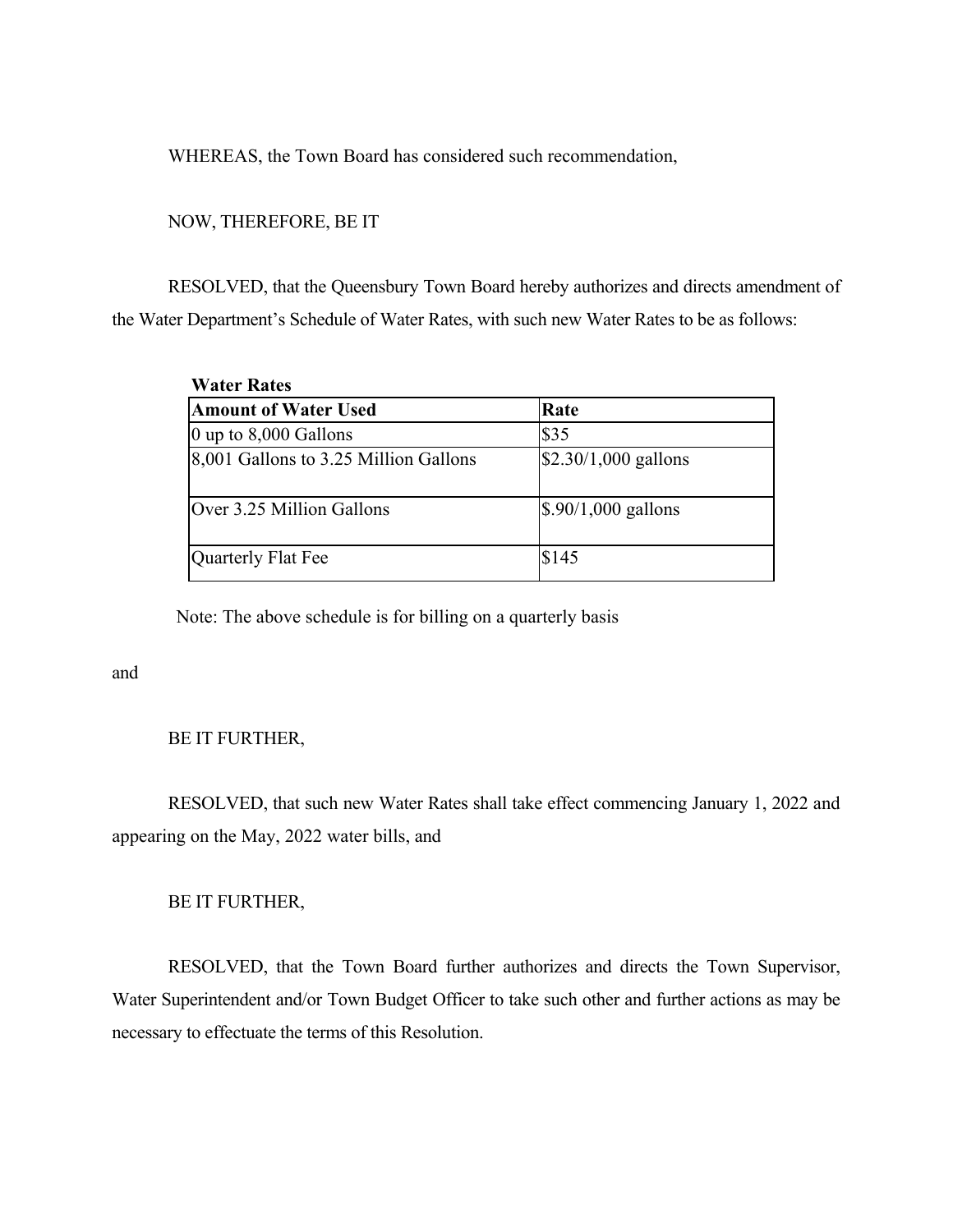WHEREAS, the Town Board has considered such recommendation,

NOW, THEREFORE, BE IT

RESOLVED, that the Queensbury Town Board hereby authorizes and directs amendment of the Water Department's Schedule of Water Rates, with such new Water Rates to be as follows:

**Water Rates**

| **Amount of Water Used** | **Rate** |
|---|---|
| 0 up to 8,000 Gallons | $35 |
| 8,001 Gallons to 3.25 Million Gallons | $2.30/1,000 gallons |
| Over 3.25 Million Gallons | $.90/1,000 gallons |
| Quarterly Flat Fee | $145 |

Note: The above schedule is for billing on a quarterly basis

and

BE IT FURTHER,

RESOLVED, that such new Water Rates shall take effect commencing January 1, 2022 and appearing on the May, 2022 water bills, and

BE IT FURTHER,

RESOLVED, that the Town Board further authorizes and directs the Town Supervisor, Water Superintendent and/or Town Budget Officer to take such other and further actions as may be necessary to effectuate the terms of this Resolution.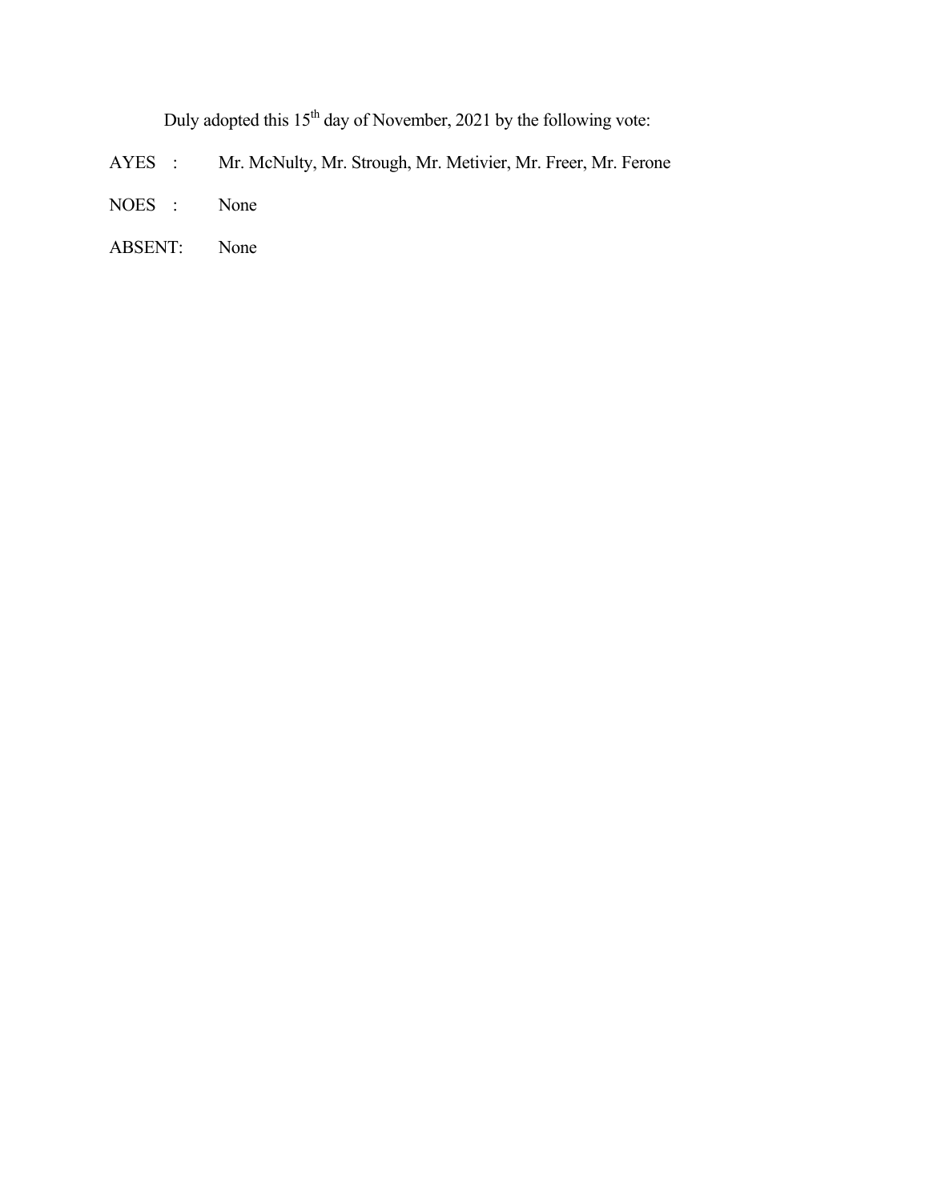Duly adopted this 15th day of November, 2021 by the following vote:

AYES : Mr. McNulty, Mr. Strough, Mr. Metivier, Mr. Freer, Mr. Ferone

NOES : None

ABSENT: None